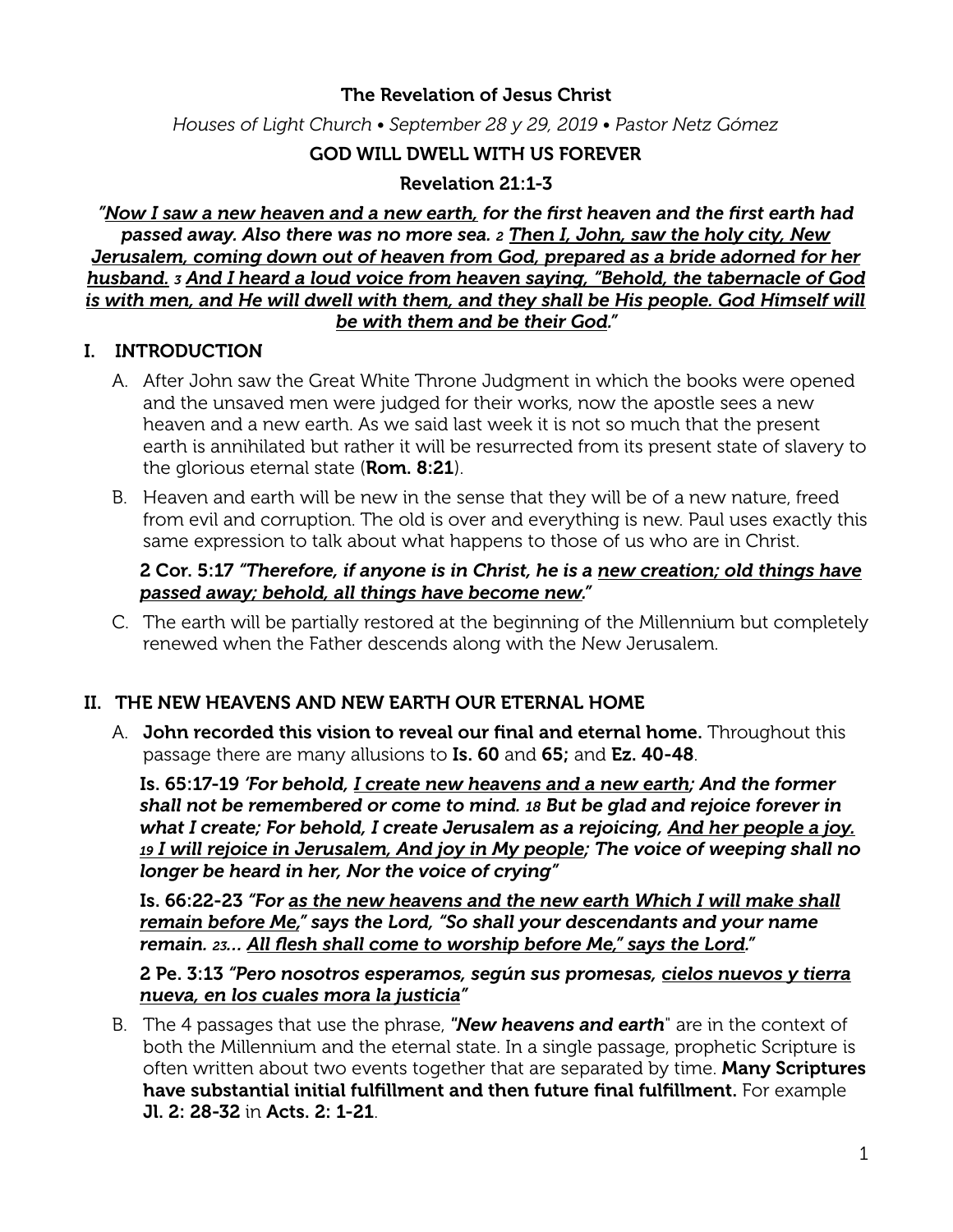**The Revelation of Jesus Christ**

*Houses of Light Church • September 28 y 29, 2019 • Pastor Netz Gómez*

# GOD WILL DWELL WITH US FOREVER

## Revelation 21:1-3

***"<u>Now I saw a new heaven and a new earth,</u> for the first heaven and the first earth had passed away. Also there was no more sea. 2 <u>Then I, John, saw the holy city, New Jerusalem, coming down out of heaven from God, prepared as a bride adorned for her husband.</u> 3 <u>And I heard a loud voice from heaven saying, "Behold, the tabernacle of God is with men, and He will dwell with them, and they shall be His people. God Himself will be with them and be their God</u>."***

## I. INTRODUCTION

A. After John saw the Great White Throne Judgment in which the books were opened and the unsaved men were judged for their works, now the apostle sees a new heaven and a new earth. As we said last week it is not so much that the present earth is annihilated but rather it will be resurrected from its present state of slavery to the glorious eternal state (**Rom. 8:21**).

B. Heaven and earth will be new in the sense that they will be of a new nature, freed from evil and corruption. The old is over and everything is new. Paul uses exactly this same expression to talk about what happens to those of us who are in Christ.

**2 Cor. 5:17** ***"Therefore, if anyone is in Christ, he is a <u>new creation; old things have passed away; behold, all things have become new</u>."***

C. The earth will be partially restored at the beginning of the Millennium but completely renewed when the Father descends along with the New Jerusalem.

## II. THE NEW HEAVENS AND NEW EARTH OUR ETERNAL HOME

A. **John recorded this vision to reveal our final and eternal home.** Throughout this passage there are many allusions to **Is. 60** and **65;** and **Ez. 40-48**.

**Is. 65:17-19** ***'For behold, <u>I create new heavens and a new earth</u>; And the former shall not be remembered or come to mind. 18 But be glad and rejoice forever in what I create; For behold, I create Jerusalem as a rejoicing, <u>And her people a joy.</u> <u>19 I will rejoice in Jerusalem, And joy in My people</u>; The voice of weeping shall no longer be heard in her, Nor the voice of crying"***

**Is. 66:22-23** ***"For <u>as the new heavens and the new earth Which I will make shall remain before Me,</u>" says the Lord, "So shall your descendants and your name remain. 23... <u>All flesh shall come to worship before Me," says the Lord</u>."***

**2 Pe. 3:13** ***"Pero nosotros esperamos, según sus promesas, <u>cielos nuevos y tierra nueva, en los cuales mora la justicia</u>"***

B. The 4 passages that use the phrase, ***"New heavens and earth***" are in the context of both the Millennium and the eternal state. In a single passage, prophetic Scripture is often written about two events together that are separated by time. **Many Scriptures have substantial initial fulfillment and then future final fulfillment.** For example **Jl. 2: 28-32** in **Acts. 2: 1-21**.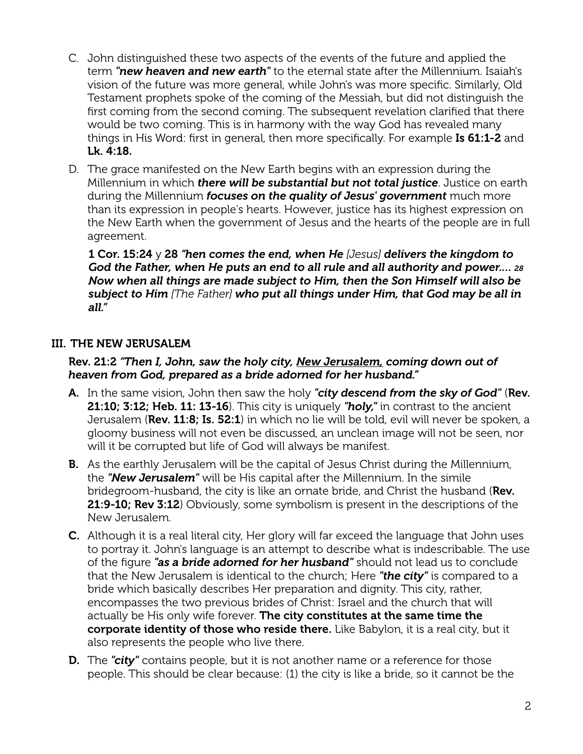C. John distinguished these two aspects of the events of the future and applied the term ***"new heaven and new earth"*** to the eternal state after the Millennium. Isaiah's vision of the future was more general, while John's was more specific. Similarly, Old Testament prophets spoke of the coming of the Messiah, but did not distinguish the first coming from the second coming. The subsequent revelation clarified that there would be two coming. This is in harmony with the way God has revealed many things in His Word: first in general, then more specifically. For example **Is 61:1-2** and **Lk. 4:18.**

D. The grace manifested on the New Earth begins with an expression during the Millennium in which ***there will be substantial but not total justice***. Justice on earth during the Millennium ***focuses on the quality of Jesus' government*** much more than its expression in people's hearts. However, justice has its highest expression on the New Earth when the government of Jesus and the hearts of the people are in full agreement.

**1 Cor. 15:24** y **28** ***"hen comes the end, when He*** *[Jesus]* ***delivers the kingdom to God the Father, when He puts an end to all rule and all authority and power.... 28 Now when all things are made subject to Him, then the Son Himself will also be subject to Him*** *[The Father]* ***who put all things under Him, that God may be all in all."***

## III. THE NEW JERUSALEM

**Rev. 21:2** ***"Then I, John, saw the holy city, <u>New Jerusalem,</u> coming down out of heaven from God, prepared as a bride adorned for her husband."***

**A.** In the same vision, John then saw the holy ***"city descend from the sky of God"*** (**Rev. 21:10; 3:12; Heb. 11: 13-16**). This city is uniquely ***"holy,"*** in contrast to the ancient Jerusalem (**Rev. 11:8; Is. 52:1**) in which no lie will be told, evil will never be spoken, a gloomy business will not even be discussed, an unclean image will not be seen, nor will it be corrupted but life of God will always be manifest.

**B.** As the earthly Jerusalem will be the capital of Jesus Christ during the Millennium, the ***"New Jerusalem"*** will be His capital after the Millennium. In the simile bridegroom-husband, the city is like an ornate bride, and Christ the husband (**Rev. 21:9-10; Rev 3:12**) Obviously, some symbolism is present in the descriptions of the New Jerusalem.

**C.** Although it is a real literal city, Her glory will far exceed the language that John uses to portray it. John's language is an attempt to describe what is indescribable. The use of the figure ***"as a bride adorned for her husband"*** should not lead us to conclude that the New Jerusalem is identical to the church; Here ***"the city"*** is compared to a bride which basically describes Her preparation and dignity. This city, rather, encompasses the two previous brides of Christ: Israel and the church that will actually be His only wife forever. **The city constitutes at the same time the corporate identity of those who reside there.** Like Babylon, it is a real city, but it also represents the people who live there.

**D.** The ***"city"*** contains people, but it is not another name or a reference for those people. This should be clear because: (1) the city is like a bride, so it cannot be the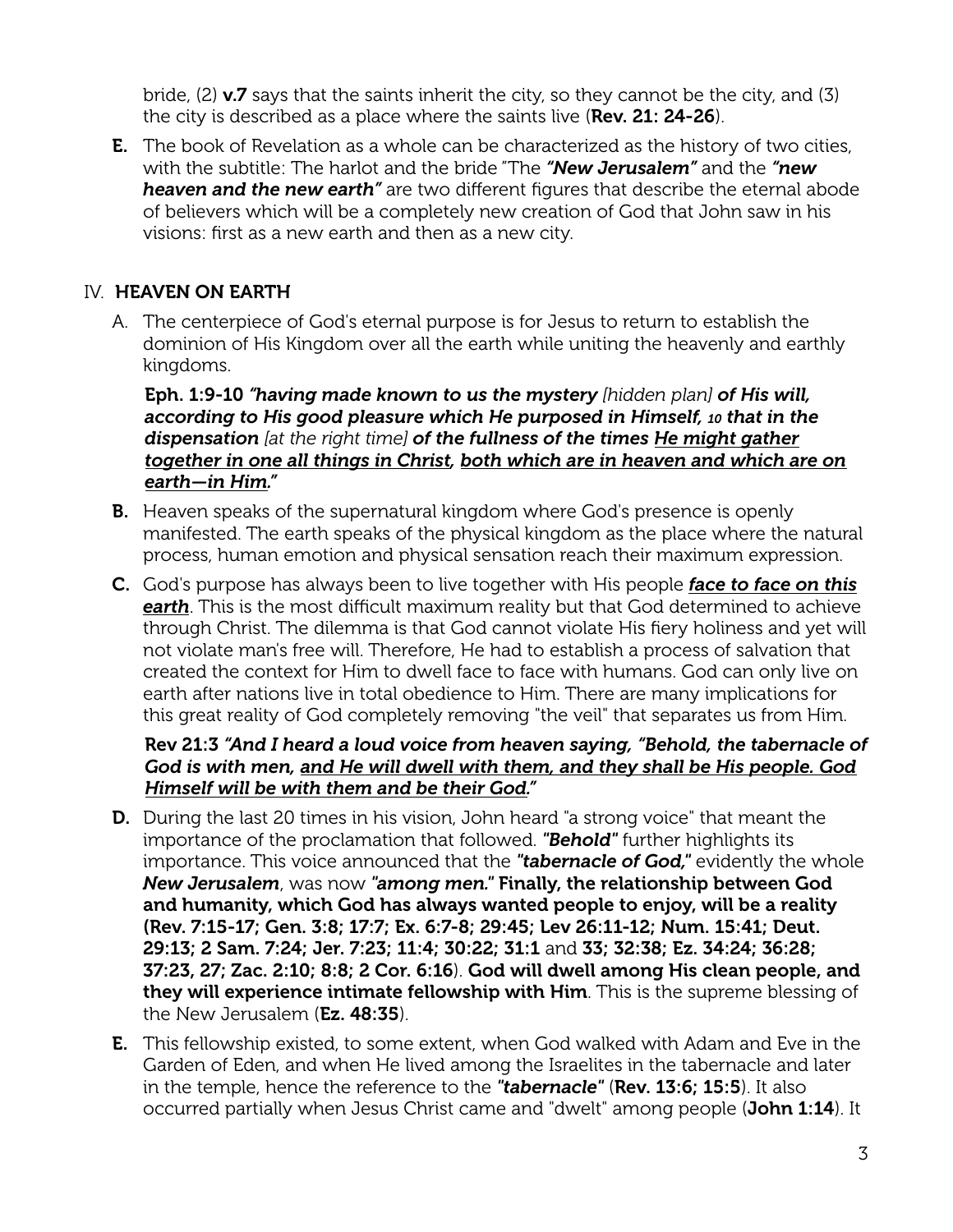bride, (2) **v.7** says that the saints inherit the city, so they cannot be the city, and (3) the city is described as a place where the saints live (**Rev. 21: 24-26**).

**E.** The book of Revelation as a whole can be characterized as the history of two cities, with the subtitle: The harlot and the bride "The ***"New Jerusalem"*** and the ***"new heaven and the new earth"*** are two different figures that describe the eternal abode of believers which will be a completely new creation of God that John saw in his visions: first as a new earth and then as a new city.

## IV. HEAVEN ON EARTH

A. The centerpiece of God's eternal purpose is for Jesus to return to establish the dominion of His Kingdom over all the earth while uniting the heavenly and earthly kingdoms.

**Eph. 1:9-10** ***"having made known to us the mystery*** *[hidden plan]* ***of His will, according to His good pleasure which He purposed in Himself,*** *10* ***that in the dispensation*** *[at the right time]* ***of the fullness of the times <u>He might gather together in one all things in Christ</u>, <u>both which are in heaven and which are on earth—in Him</u>."***

**B.** Heaven speaks of the supernatural kingdom where God's presence is openly manifested. The earth speaks of the physical kingdom as the place where the natural process, human emotion and physical sensation reach their maximum expression.

**C.** God's purpose has always been to live together with His people ***<u>face to face on this earth</u>***. This is the most difficult maximum reality but that God determined to achieve through Christ. The dilemma is that God cannot violate His fiery holiness and yet will not violate man's free will. Therefore, He had to establish a process of salvation that created the context for Him to dwell face to face with humans. God can only live on earth after nations live in total obedience to Him. There are many implications for this great reality of God completely removing "the veil" that separates us from Him.

**Rev 21:3** ***"And I heard a loud voice from heaven saying, "Behold, the tabernacle of God is with men, <u>and He will dwell with them, and they shall be His people. God Himself will be with them and be their God</u>."***

**D.** During the last 20 times in his vision, John heard "a strong voice" that meant the importance of the proclamation that followed. ***"Behold"*** further highlights its importance. This voice announced that the ***"tabernacle of God,"*** evidently the whole ***New Jerusalem***, was now ***"among men."*** **Finally, the relationship between God and humanity, which God has always wanted people to enjoy, will be a reality (Rev. 7:15-17; Gen. 3:8; 17:7; Ex. 6:7-8; 29:45; Lev 26:11-12; Num. 15:41; Deut. 29:13; 2 Sam. 7:24; Jer. 7:23; 11:4; 30:22; 31:1** and **33; 32:38; Ez. 34:24; 36:28; 37:23, 27; Zac. 2:10; 8:8; 2 Cor. 6:16**). **God will dwell among His clean people, and they will experience intimate fellowship with Him**. This is the supreme blessing of the New Jerusalem (**Ez. 48:35**).

**E.** This fellowship existed, to some extent, when God walked with Adam and Eve in the Garden of Eden, and when He lived among the Israelites in the tabernacle and later in the temple, hence the reference to the ***"tabernacle"*** (**Rev. 13:6; 15:5**). It also occurred partially when Jesus Christ came and "dwelt" among people (**John 1:14**). It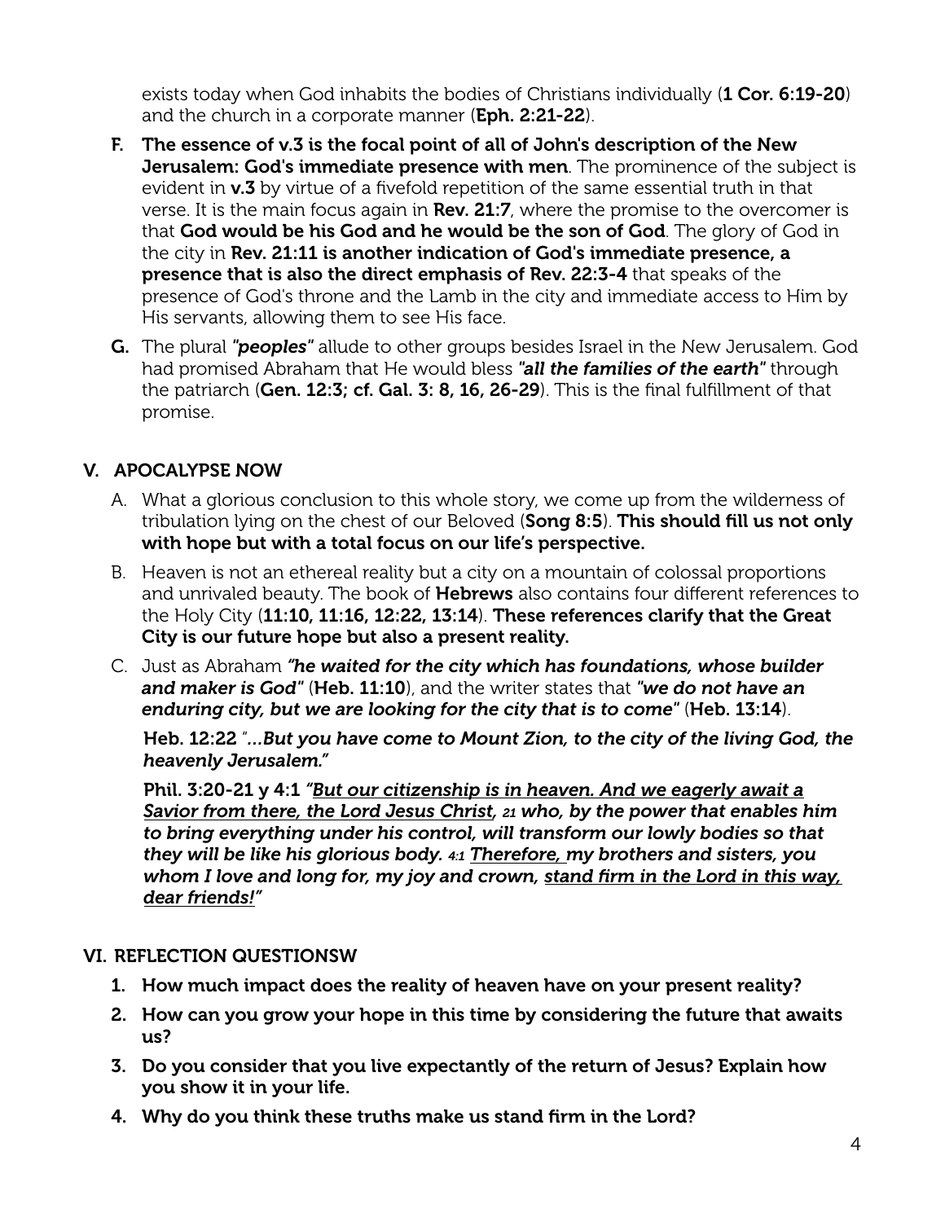exists today when God inhabits the bodies of Christians individually (**1 Cor. 6:19-20**) and the church in a corporate manner (**Eph. 2:21-22**).

F. **The essence of v.3 is the focal point of all of John's description of the New Jerusalem: God's immediate presence with men**. The prominence of the subject is evident in **v.3** by virtue of a fivefold repetition of the same essential truth in that verse. It is the main focus again in **Rev. 21:7**, where the promise to the overcomer is that **God would be his God and he would be the son of God**. The glory of God in the city in **Rev. 21:11 is another indication of God's immediate presence, a presence that is also the direct emphasis of Rev. 22:3-4** that speaks of the presence of God's throne and the Lamb in the city and immediate access to Him by His servants, allowing them to see His face.

G. The plural ***"peoples"*** allude to other groups besides Israel in the New Jerusalem. God had promised Abraham that He would bless ***"all the families of the earth"*** through the patriarch (**Gen. 12:3; cf. Gal. 3: 8, 16, 26-29**). This is the final fulfillment of that promise.

## V. APOCALYPSE NOW

A. What a glorious conclusion to this whole story, we come up from the wilderness of tribulation lying on the chest of our Beloved (**Song 8:5**). **This should fill us not only with hope but with a total focus on our life's perspective.**

B. Heaven is not an ethereal reality but a city on a mountain of colossal proportions and unrivaled beauty. The book of **Hebrews** also contains four different references to the Holy City (**11:10, 11:16, 12:22, 13:14**). **These references clarify that the Great City is our future hope but also a present reality.**

C. Just as Abraham ***"he waited for the city which has foundations, whose builder and maker is God"*** (**Heb. 11:10**), and the writer states that ***"we do not have an enduring city, but we are looking for the city that is to come"*** (**Heb. 13:14**).

**Heb. 12:22** *"...**But you have come to Mount Zion, to the city of the living God, the heavenly Jerusalem."***

**Phil. 3:20-21 y 4:1** ***"<u>But our citizenship is in heaven. And we eagerly await a Savior from there, the Lord Jesus Christ</u>, 21 who, by the power that enables him to bring everything under his control, will transform our lowly bodies so that they will be like his glorious body. 4:1 <u>Therefore,</u> my brothers and sisters, you whom I love and long for, my joy and crown, <u>stand firm in the Lord in this way, dear friends!</u>"***

## VI. REFLECTION QUESTIONSW

1. **How much impact does the reality of heaven have on your present reality?**
2. **How can you grow your hope in this time by considering the future that awaits us?**
3. **Do you consider that you live expectantly of the return of Jesus? Explain how you show it in your life.**
4. **Why do you think these truths make us stand firm in the Lord?**